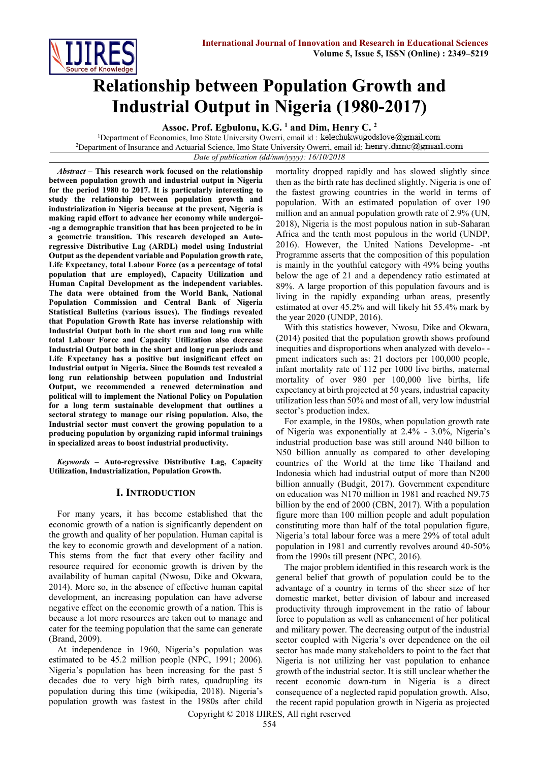# Relationship between Population Growth and Industrial Output in Nigeria (1980-2017)

**Assoc. Prof. Egbulonu, K.G. [1] and Dim, Henry C. [2]**

[1]Department of Economics, Imo State University Owerri, email id : kelechukwugodslove@gmail.com

[2]Department of Insurance and Actuarial Science, Imo State University Owerri, email id: henry.dimc@gmail.com

*Date of publication (dd/mm/yyyy): 16/10/2018*

***Abstract*** **– This research work focused on the relationship between population growth and industrial output in Nigeria for the period 1980 to 2017. It is particularly interesting to study the relationship between population growth and industrialization in Nigeria because at the present, Nigeria is making rapid effort to advance her economy while undergoi--ng a demographic transition that has been projected to be in a geometric transition. This research developed an Auto-regressive Distributive Lag (ARDL) model using Industrial Output as the dependent variable and Population growth rate, Life Expectancy, total Labour Force (as a percentage of total population that are employed), Capacity Utilization and Human Capital Development as the independent variables. The data were obtained from the World Bank, National Population Commission and Central Bank of Nigeria Statistical Bulletins (various issues). The findings revealed that Population Growth Rate has inverse relationship with Industrial Output both in the short run and long run while total Labour Force and Capacity Utilization also decrease Industrial Output both in the short and long run periods and Life Expectancy has a positive but insignificant effect on Industrial output in Nigeria. Since the Bounds test revealed a long run relationship between population and Industrial Output, we recommended a renewed determination and political will to implement the National Policy on Population for a long term sustainable development that outlines a sectoral strategy to manage our rising population. Also, the Industrial sector must convert the growing population to a producing population by organizing rapid informal trainings in specialized areas to boost industrial productivity.**

***Keywords*** **– Auto-regressive Distributive Lag, Capacity Utilization, Industrialization, Population Growth.**

## I. Introduction

For many years, it has become established that the economic growth of a nation is significantly dependent on the growth and quality of her population. Human capital is the key to economic growth and development of a nation. This stems from the fact that every other facility and resource required for economic growth is driven by the availability of human capital (Nwosu, Dike and Okwara, 2014). More so, in the absence of effective human capital development, an increasing population can have adverse negative effect on the economic growth of a nation. This is because a lot more resources are taken out to manage and cater for the teeming population that the same can generate (Brand, 2009).

At independence in 1960, Nigeria's population was estimated to be 45.2 million people (NPC, 1991; 2006). Nigeria's population has been increasing for the past 5 decades due to very high birth rates, quadrupling its population during this time (wikipedia, 2018). Nigeria's population growth was fastest in the 1980s after child mortality dropped rapidly and has slowed slightly since then as the birth rate has declined slightly. Nigeria is one of the fastest growing countries in the world in terms of population. With an estimated population of over 190 million and an annual population growth rate of 2.9% (UN, 2018), Nigeria is the most populous nation in sub-Saharan Africa and the tenth most populous in the world (UNDP, 2016). However, the United Nations Developme- -nt Programme asserts that the composition of this population is mainly in the youthful category with 49% being youths below the age of 21 and a dependency ratio estimated at 89%. A large proportion of this population favours and is living in the rapidly expanding urban areas, presently estimated at over 45.2% and will likely hit 55.4% mark by the year 2020 (UNDP, 2016).

With this statistics however, Nwosu, Dike and Okwara, (2014) posited that the population growth shows profound inequities and disproportions when analyzed with develo- -pment indicators such as: 21 doctors per 100,000 people, infant mortality rate of 112 per 1000 live births, maternal mortality of over 980 per 100,000 live births, life expectancy at birth projected at 50 years, industrial capacity utilization less than 50% and most of all, very low industrial sector's production index.

For example, in the 1980s, when population growth rate of Nigeria was exponentially at 2.4% - 3.0%, Nigeria's industrial production base was still around N40 billion to N50 billion annually as compared to other developing countries of the World at the time like Thailand and Indonesia which had industrial output of more than N200 billion annually (Budgit, 2017). Government expenditure on education was N170 million in 1981 and reached N9.75 billion by the end of 2000 (CBN, 2017). With a population figure more than 100 million people and adult population constituting more than half of the total population figure, Nigeria's total labour force was a mere 29% of total adult population in 1981 and currently revolves around 40-50% from the 1990s till present (NPC, 2016).

The major problem identified in this research work is the general belief that growth of population could be to the advantage of a country in terms of the sheer size of her domestic market, better division of labour and increased productivity through improvement in the ratio of labour force to population as well as enhancement of her political and military power. The decreasing output of the industrial sector coupled with Nigeria's over dependence on the oil sector has made many stakeholders to point to the fact that Nigeria is not utilizing her vast population to enhance growth of the industrial sector. It is still unclear whether the recent economic down-turn in Nigeria is a direct consequence of a neglected rapid population growth. Also, the recent rapid population growth in Nigeria as projected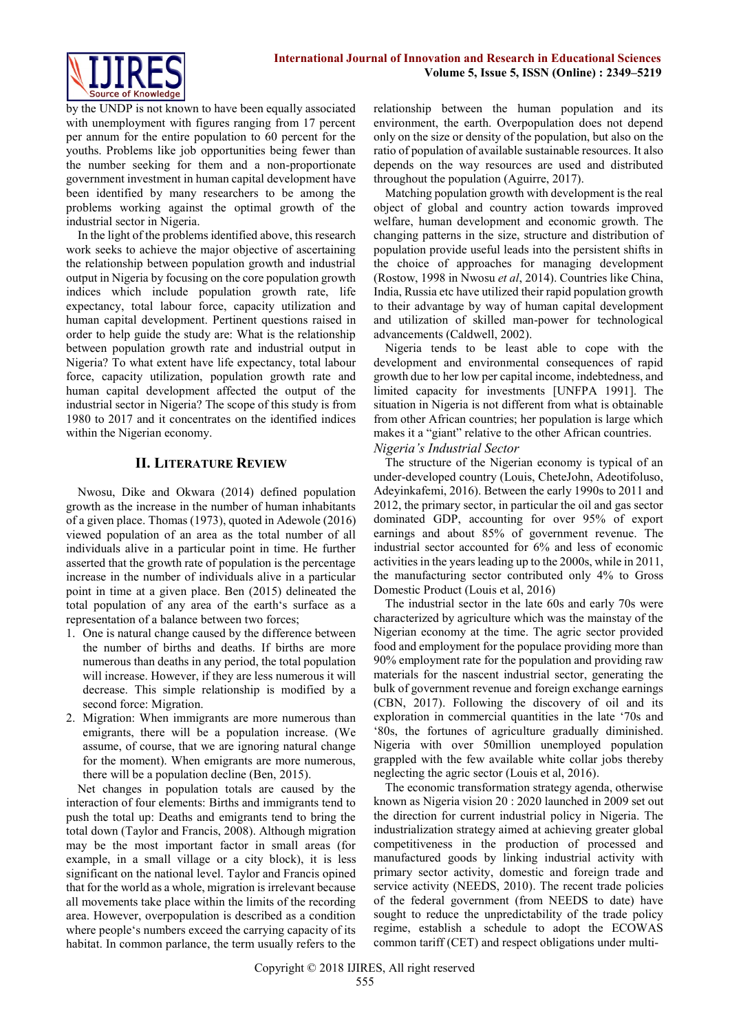by the UNDP is not known to have been equally associated with unemployment with figures ranging from 17 percent per annum for the entire population to 60 percent for the youths. Problems like job opportunities being fewer than the number seeking for them and a non-proportionate government investment in human capital development have been identified by many researchers to be among the problems working against the optimal growth of the industrial sector in Nigeria.

In the light of the problems identified above, this research work seeks to achieve the major objective of ascertaining the relationship between population growth and industrial output in Nigeria by focusing on the core population growth indices which include population growth rate, life expectancy, total labour force, capacity utilization and human capital development. Pertinent questions raised in order to help guide the study are: What is the relationship between population growth rate and industrial output in Nigeria? To what extent have life expectancy, total labour force, capacity utilization, population growth rate and human capital development affected the output of the industrial sector in Nigeria? The scope of this study is from 1980 to 2017 and it concentrates on the identified indices within the Nigerian economy.

## II. Literature Review

Nwosu, Dike and Okwara (2014) defined population growth as the increase in the number of human inhabitants of a given place. Thomas (1973), quoted in Adewole (2016) viewed population of an area as the total number of all individuals alive in a particular point in time. He further asserted that the growth rate of population is the percentage increase in the number of individuals alive in a particular point in time at a given place. Ben (2015) delineated the total population of any area of the earth's surface as a representation of a balance between two forces;

1. One is natural change caused by the difference between the number of births and deaths. If births are more numerous than deaths in any period, the total population will increase. However, if they are less numerous it will decrease. This simple relationship is modified by a second force: Migration.
2. Migration: When immigrants are more numerous than emigrants, there will be a population increase. (We assume, of course, that we are ignoring natural change for the moment). When emigrants are more numerous, there will be a population decline (Ben, 2015).

Net changes in population totals are caused by the interaction of four elements: Births and immigrants tend to push the total up: Deaths and emigrants tend to bring the total down (Taylor and Francis, 2008). Although migration may be the most important factor in small areas (for example, in a small village or a city block), it is less significant on the national level. Taylor and Francis opined that for the world as a whole, migration is irrelevant because all movements take place within the limits of the recording area. However, overpopulation is described as a condition where people's numbers exceed the carrying capacity of its habitat. In common parlance, the term usually refers to the relationship between the human population and its environment, the earth. Overpopulation does not depend only on the size or density of the population, but also on the ratio of population of available sustainable resources. It also depends on the way resources are used and distributed throughout the population (Aguirre, 2017).

Matching population growth with development is the real object of global and country action towards improved welfare, human development and economic growth. The changing patterns in the size, structure and distribution of population provide useful leads into the persistent shifts in the choice of approaches for managing development (Rostow, 1998 in Nwosu *et al*, 2014). Countries like China, India, Russia etc have utilized their rapid population growth to their advantage by way of human capital development and utilization of skilled man-power for technological advancements (Caldwell, 2002).

Nigeria tends to be least able to cope with the development and environmental consequences of rapid growth due to her low per capital income, indebtedness, and limited capacity for investments [UNFPA 1991]. The situation in Nigeria is not different from what is obtainable from other African countries; her population is large which makes it a "giant" relative to the other African countries.

### *Nigeria's Industrial Sector*

The structure of the Nigerian economy is typical of an under-developed country (Louis, CheteJohn, Adeotifoluso, Adeyinkafemi, 2016). Between the early 1990s to 2011 and 2012, the primary sector, in particular the oil and gas sector dominated GDP, accounting for over 95% of export earnings and about 85% of government revenue. The industrial sector accounted for 6% and less of economic activities in the years leading up to the 2000s, while in 2011, the manufacturing sector contributed only 4% to Gross Domestic Product (Louis et al, 2016)

The industrial sector in the late 60s and early 70s were characterized by agriculture which was the mainstay of the Nigerian economy at the time. The agric sector provided food and employment for the populace providing more than 90% employment rate for the population and providing raw materials for the nascent industrial sector, generating the bulk of government revenue and foreign exchange earnings (CBN, 2017). Following the discovery of oil and its exploration in commercial quantities in the late '70s and '80s, the fortunes of agriculture gradually diminished. Nigeria with over 50million unemployed population grappled with the few available white collar jobs thereby neglecting the agric sector (Louis et al, 2016).

The economic transformation strategy agenda, otherwise known as Nigeria vision 20 : 2020 launched in 2009 set out the direction for current industrial policy in Nigeria. The industrialization strategy aimed at achieving greater global competitiveness in the production of processed and manufactured goods by linking industrial activity with primary sector activity, domestic and foreign trade and service activity (NEEDS, 2010). The recent trade policies of the federal government (from NEEDS to date) have sought to reduce the unpredictability of the trade policy regime, establish a schedule to adopt the ECOWAS common tariff (CET) and respect obligations under multi-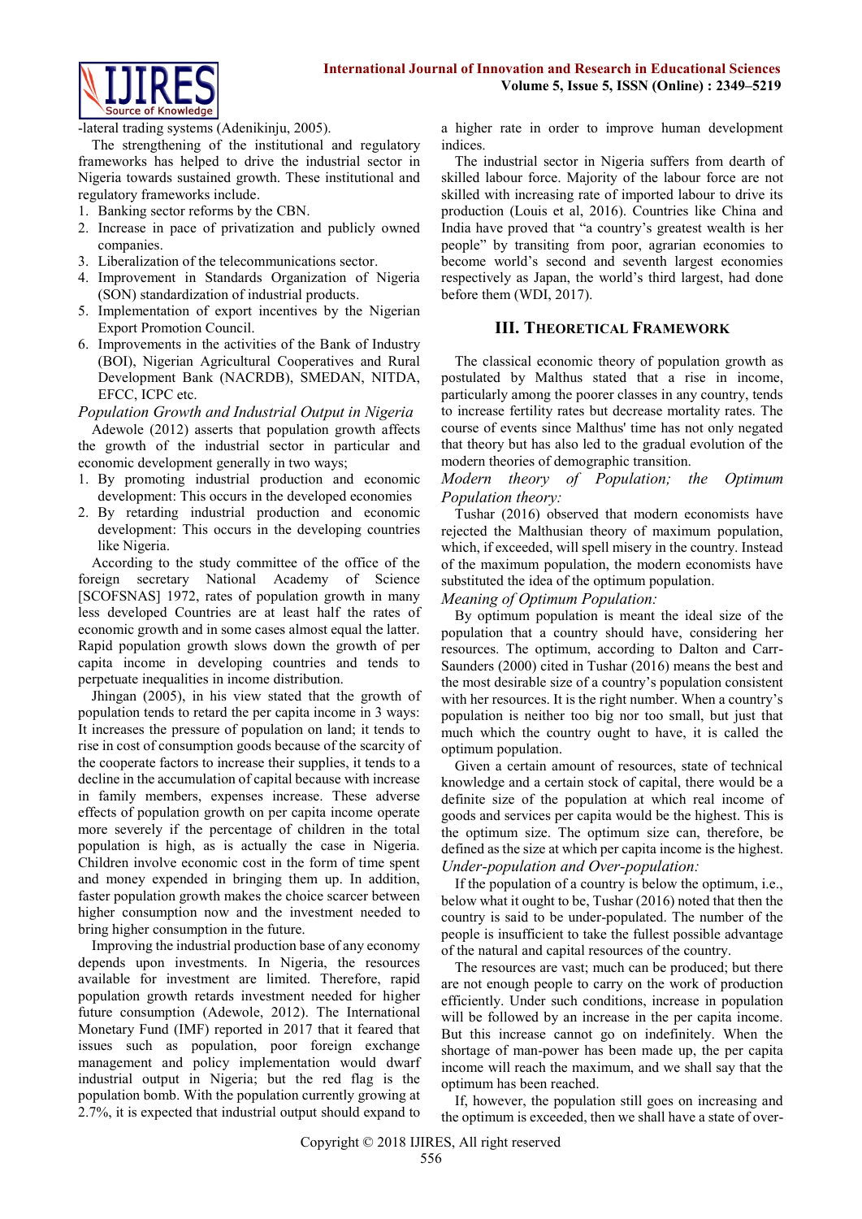-lateral trading systems (Adenikinju, 2005).

The strengthening of the institutional and regulatory frameworks has helped to drive the industrial sector in Nigeria towards sustained growth. These institutional and regulatory frameworks include.

1. Banking sector reforms by the CBN.
2. Increase in pace of privatization and publicly owned companies.
3. Liberalization of the telecommunications sector.
4. Improvement in Standards Organization of Nigeria (SON) standardization of industrial products.
5. Implementation of export incentives by the Nigerian Export Promotion Council.
6. Improvements in the activities of the Bank of Industry (BOI), Nigerian Agricultural Cooperatives and Rural Development Bank (NACRDB), SMEDAN, NITDA, EFCC, ICPC etc.

*Population Growth and Industrial Output in Nigeria*

Adewole (2012) asserts that population growth affects the growth of the industrial sector in particular and economic development generally in two ways;

1. By promoting industrial production and economic development: This occurs in the developed economies
2. By retarding industrial production and economic development: This occurs in the developing countries like Nigeria.

According to the study committee of the office of the foreign secretary National Academy of Science [SCOFSNAS] 1972, rates of population growth in many less developed Countries are at least half the rates of economic growth and in some cases almost equal the latter. Rapid population growth slows down the growth of per capita income in developing countries and tends to perpetuate inequalities in income distribution.

Jhingan (2005), in his view stated that the growth of population tends to retard the per capita income in 3 ways: It increases the pressure of population on land; it tends to rise in cost of consumption goods because of the scarcity of the cooperate factors to increase their supplies, it tends to a decline in the accumulation of capital because with increase in family members, expenses increase. These adverse effects of population growth on per capita income operate more severely if the percentage of children in the total population is high, as is actually the case in Nigeria. Children involve economic cost in the form of time spent and money expended in bringing them up. In addition, faster population growth makes the choice scarcer between higher consumption now and the investment needed to bring higher consumption in the future.

Improving the industrial production base of any economy depends upon investments. In Nigeria, the resources available for investment are limited. Therefore, rapid population growth retards investment needed for higher future consumption (Adewole, 2012). The International Monetary Fund (IMF) reported in 2017 that it feared that issues such as population, poor foreign exchange management and policy implementation would dwarf industrial output in Nigeria; but the red flag is the population bomb. With the population currently growing at 2.7%, it is expected that industrial output should expand to a higher rate in order to improve human development indices.

The industrial sector in Nigeria suffers from dearth of skilled labour force. Majority of the labour force are not skilled with increasing rate of imported labour to drive its production (Louis et al, 2016). Countries like China and India have proved that "a country's greatest wealth is her people" by transiting from poor, agrarian economies to become world's second and seventh largest economies respectively as Japan, the world's third largest, had done before them (WDI, 2017).

## III. Theoretical Framework

The classical economic theory of population growth as postulated by Malthus stated that a rise in income, particularly among the poorer classes in any country, tends to increase fertility rates but decrease mortality rates. The course of events since Malthus' time has not only negated that theory but has also led to the gradual evolution of the modern theories of demographic transition.

*Modern theory of Population; the Optimum Population theory:*

Tushar (2016) observed that modern economists have rejected the Malthusian theory of maximum population, which, if exceeded, will spell misery in the country. Instead of the maximum population, the modern economists have substituted the idea of the optimum population.

*Meaning of Optimum Population:*

By optimum population is meant the ideal size of the population that a country should have, considering her resources. The optimum, according to Dalton and Carr-Saunders (2000) cited in Tushar (2016) means the best and the most desirable size of a country's population consistent with her resources. It is the right number. When a country's population is neither too big nor too small, but just that much which the country ought to have, it is called the optimum population.

Given a certain amount of resources, state of technical knowledge and a certain stock of capital, there would be a definite size of the population at which real income of goods and services per capita would be the highest. This is the optimum size. The optimum size can, therefore, be defined as the size at which per capita income is the highest.

*Under-population and Over-population:*

If the population of a country is below the optimum, i.e., below what it ought to be, Tushar (2016) noted that then the country is said to be under-populated. The number of the people is insufficient to take the fullest possible advantage of the natural and capital resources of the country.

The resources are vast; much can be produced; but there are not enough people to carry on the work of production efficiently. Under such conditions, increase in population will be followed by an increase in the per capita income. But this increase cannot go on indefinitely. When the shortage of man-power has been made up, the per capita income will reach the maximum, and we shall say that the optimum has been reached.

If, however, the population still goes on increasing and the optimum is exceeded, then we shall have a state of over-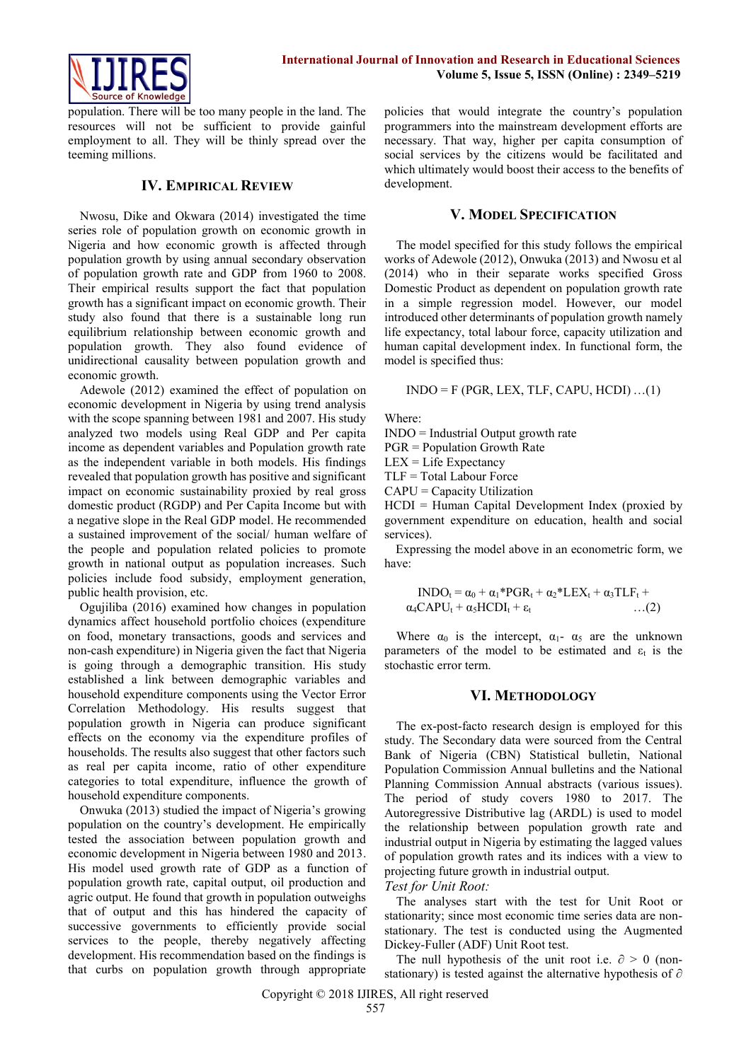population. There will be too many people in the land. The resources will not be sufficient to provide gainful employment to all. They will be thinly spread over the teeming millions.

## IV. Empirical Review

Nwosu, Dike and Okwara (2014) investigated the time series role of population growth on economic growth in Nigeria and how economic growth is affected through population growth by using annual secondary observation of population growth rate and GDP from 1960 to 2008. Their empirical results support the fact that population growth has a significant impact on economic growth. Their study also found that there is a sustainable long run equilibrium relationship between economic growth and population growth. They also found evidence of unidirectional causality between population growth and economic growth.

Adewole (2012) examined the effect of population on economic development in Nigeria by using trend analysis with the scope spanning between 1981 and 2007. His study analyzed two models using Real GDP and Per capita income as dependent variables and Population growth rate as the independent variable in both models. His findings revealed that population growth has positive and significant impact on economic sustainability proxied by real gross domestic product (RGDP) and Per Capita Income but with a negative slope in the Real GDP model. He recommended a sustained improvement of the social/ human welfare of the people and population related policies to promote growth in national output as population increases. Such policies include food subsidy, employment generation, public health provision, etc.

Ogujiliba (2016) examined how changes in population dynamics affect household portfolio choices (expenditure on food, monetary transactions, goods and services and non-cash expenditure) in Nigeria given the fact that Nigeria is going through a demographic transition. His study established a link between demographic variables and household expenditure components using the Vector Error Correlation Methodology. His results suggest that population growth in Nigeria can produce significant effects on the economy via the expenditure profiles of households. The results also suggest that other factors such as real per capita income, ratio of other expenditure categories to total expenditure, influence the growth of household expenditure components.

Onwuka (2013) studied the impact of Nigeria's growing population on the country's development. He empirically tested the association between population growth and economic development in Nigeria between 1980 and 2013. His model used growth rate of GDP as a function of population growth rate, capital output, oil production and agric output. He found that growth in population outweighs that of output and this has hindered the capacity of successive governments to efficiently provide social services to the people, thereby negatively affecting development. His recommendation based on the findings is that curbs on population growth through appropriate policies that would integrate the country's population programmers into the mainstream development efforts are necessary. That way, higher per capita consumption of social services by the citizens would be facilitated and which ultimately would boost their access to the benefits of development.

## V. Model Specification

The model specified for this study follows the empirical works of Adewole (2012), Onwuka (2013) and Nwosu et al (2014) who in their separate works specified Gross Domestic Product as dependent on population growth rate in a simple regression model. However, our model introduced other determinants of population growth namely life expectancy, total labour force, capacity utilization and human capital development index. In functional form, the model is specified thus:

$$\text{INDO} = F(\text{PGR, LEX, TLF, CAPU, HCDI}) \quad \ldots(1)$$

Where:
INDO = Industrial Output growth rate
PGR = Population Growth Rate
LEX = Life Expectancy
TLF = Total Labour Force
CAPU = Capacity Utilization
HCDI = Human Capital Development Index (proxied by government expenditure on education, health and social services).

Expressing the model above in an econometric form, we have:

$$\text{INDO}_t = \alpha_0 + \alpha_1{*}\text{PGR}_t + \alpha_2{*}\text{LEX}_t + \alpha_3\text{TLF}_t + \alpha_4\text{CAPU}_t + \alpha_5\text{HCDI}_t + \varepsilon_t \quad \ldots(2)$$

Where $\alpha_0$ is the intercept, $\alpha_1$- $\alpha_5$ are the unknown parameters of the model to be estimated and $\varepsilon_t$ is the stochastic error term.

## VI. Methodology

The ex-post-facto research design is employed for this study. The Secondary data were sourced from the Central Bank of Nigeria (CBN) Statistical bulletin, National Population Commission Annual bulletins and the National Planning Commission Annual abstracts (various issues). The period of study covers 1980 to 2017. The Autoregressive Distributive lag (ARDL) is used to model the relationship between population growth rate and industrial output in Nigeria by estimating the lagged values of population growth rates and its indices with a view to projecting future growth in industrial output.

*Test for Unit Root:*

The analyses start with the test for Unit Root or stationarity; since most economic time series data are non-stationary. The test is conducted using the Augmented Dickey-Fuller (ADF) Unit Root test.

The null hypothesis of the unit root i.e. $\partial > 0$ (non-stationary) is tested against the alternative hypothesis of $\partial$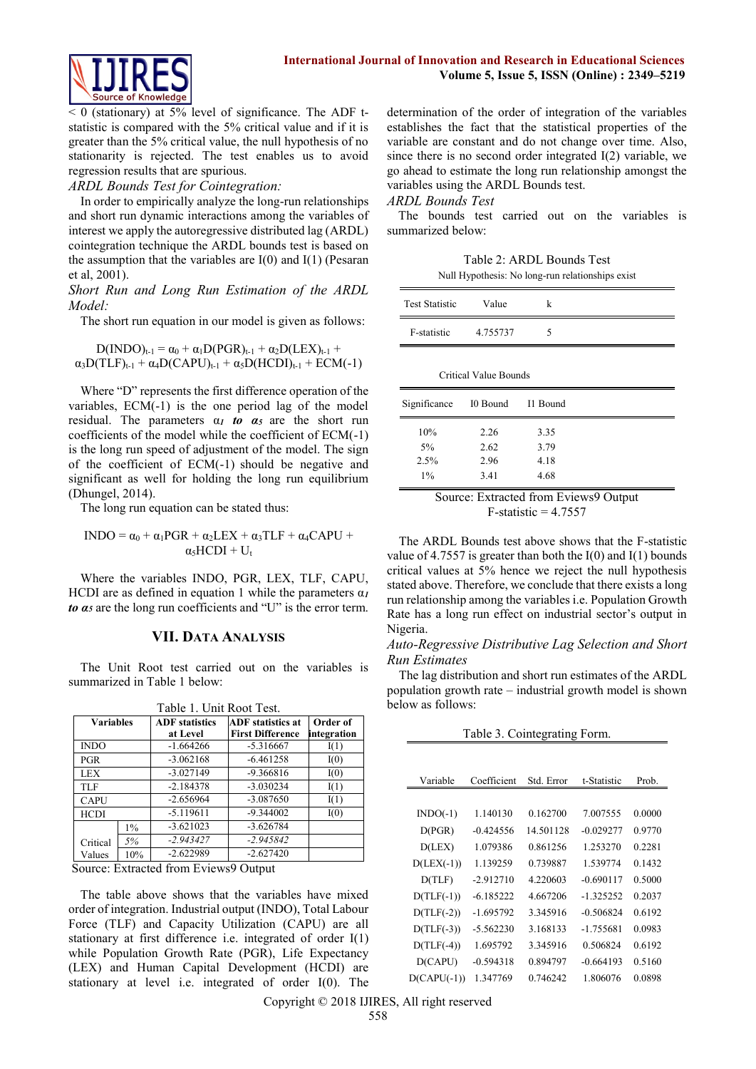< 0 (stationary) at 5% level of significance. The ADF t-statistic is compared with the 5% critical value and if it is greater than the 5% critical value, the null hypothesis of no stationarity is rejected. The test enables us to avoid regression results that are spurious.

*ARDL Bounds Test for Cointegration:*

In order to empirically analyze the long-run relationships and short run dynamic interactions among the variables of interest we apply the autoregressive distributed lag (ARDL) cointegration technique the ARDL bounds test is based on the assumption that the variables are I(0) and I(1) (Pesaran et al, 2001).

*Short Run and Long Run Estimation of the ARDL Model:*

The short run equation in our model is given as follows:

$$D(INDO)_{t-1} = \alpha_0 + \alpha_1 D(PGR)_{t-1} + \alpha_2 D(LEX)_{t-1} + \alpha_3 D(TLF)_{t-1} + \alpha_4 D(CAPU)_{t-1} + \alpha_5 D(HCDI)_{t-1} + ECM(-1)$$

Where "D" represents the first difference operation of the variables, ECM(-1) is the one period lag of the model residual. The parameters $\alpha_1$ ***to*** $\alpha_5$ are the short run coefficients of the model while the coefficient of ECM(-1) is the long run speed of adjustment of the model. The sign of the coefficient of ECM(-1) should be negative and significant as well for holding the long run equilibrium (Dhungel, 2014).

The long run equation can be stated thus:

$$INDO = \alpha_0 + \alpha_1 PGR + \alpha_2 LEX + \alpha_3 TLF + \alpha_4 CAPU + \alpha_5 HCDI + U_t$$

Where the variables INDO, PGR, LEX, TLF, CAPU, HCDI are as defined in equation 1 while the parameters $\alpha_1$ ***to*** $\alpha_5$ are the long run coefficients and "U" is the error term.

## VII. Data Analysis

The Unit Root test carried out on the variables is summarized in Table 1 below:

Table 1. Unit Root Test.

| Variables | | ADF statistics at Level | ADF statistics at First Difference | Order of integration |
|---|---|---|---|---|
| INDO | | -1.664266 | -5.316667 | I(1) |
| PGR | | -3.062168 | -6.461258 | I(0) |
| LEX | | -3.027149 | -9.366816 | I(0) |
| TLF | | -2.184378 | -3.030234 | I(1) |
| CAPU | | -2.656964 | -3.087650 | I(1) |
| HCDI | | -5.119611 | -9.344002 | I(0) |
| Critical Values | 1% | -3.621023 | -3.626784 | |
| | *5%* | *-2.943427* | *-2.945842* | |
| | 10% | -2.622989 | -2.627420 | |

Source: Extracted from Eviews9 Output

The table above shows that the variables have mixed order of integration. Industrial output (INDO), Total Labour Force (TLF) and Capacity Utilization (CAPU) are all stationary at first difference i.e. integrated of order I(1) while Population Growth Rate (PGR), Life Expectancy (LEX) and Human Capital Development (HCDI) are stationary at level i.e. integrated of order I(0). The determination of the order of integration of the variables establishes the fact that the statistical properties of the variable are constant and do not change over time. Also, since there is no second order integrated I(2) variable, we go ahead to estimate the long run relationship amongst the variables using the ARDL Bounds test.

*ARDL Bounds Test*

The bounds test carried out on the variables is summarized below:

Table 2: ARDL Bounds Test

Null Hypothesis: No long-run relationships exist

| Test Statistic | Value | k |
|---|---|---|
| F-statistic | 4.755737 | 5 |

Critical Value Bounds

| Significance | I0 Bound | I1 Bound |
|---|---|---|
| 10% | 2.26 | 3.35 |
| 5% | 2.62 | 3.79 |
| 2.5% | 2.96 | 4.18 |
| 1% | 3.41 | 4.68 |

Source: Extracted from Eviews9 Output
F-statistic = 4.7557

The ARDL Bounds test above shows that the F-statistic value of 4.7557 is greater than both the I(0) and I(1) bounds critical values at 5% hence we reject the null hypothesis stated above. Therefore, we conclude that there exists a long run relationship among the variables i.e. Population Growth Rate has a long run effect on industrial sector's output in Nigeria.

*Auto-Regressive Distributive Lag Selection and Short Run Estimates*

The lag distribution and short run estimates of the ARDL population growth rate – industrial growth model is shown below as follows:

Table 3. Cointegrating Form.

| Variable | Coefficient | Std. Error | t-Statistic | Prob. |
|---|---|---|---|---|
| INDO(-1) | 1.140130 | 0.162700 | 7.007555 | 0.0000 |
| D(PGR) | -0.424556 | 14.501128 | -0.029277 | 0.9770 |
| D(LEX) | 1.079386 | 0.861256 | 1.253270 | 0.2281 |
| D(LEX(-1)) | 1.139259 | 0.739887 | 1.539774 | 0.1432 |
| D(TLF) | -2.912710 | 4.220603 | -0.690117 | 0.5000 |
| D(TLF(-1)) | -6.185222 | 4.667206 | -1.325252 | 0.2037 |
| D(TLF(-2)) | -1.695792 | 3.345916 | -0.506824 | 0.6192 |
| D(TLF(-3)) | -5.562230 | 3.168133 | -1.755681 | 0.0983 |
| D(TLF(-4)) | 1.695792 | 3.345916 | 0.506824 | 0.6192 |
| D(CAPU) | -0.594318 | 0.894797 | -0.664193 | 0.5160 |
| D(CAPU(-1)) | 1.347769 | 0.746242 | 1.806076 | 0.0898 |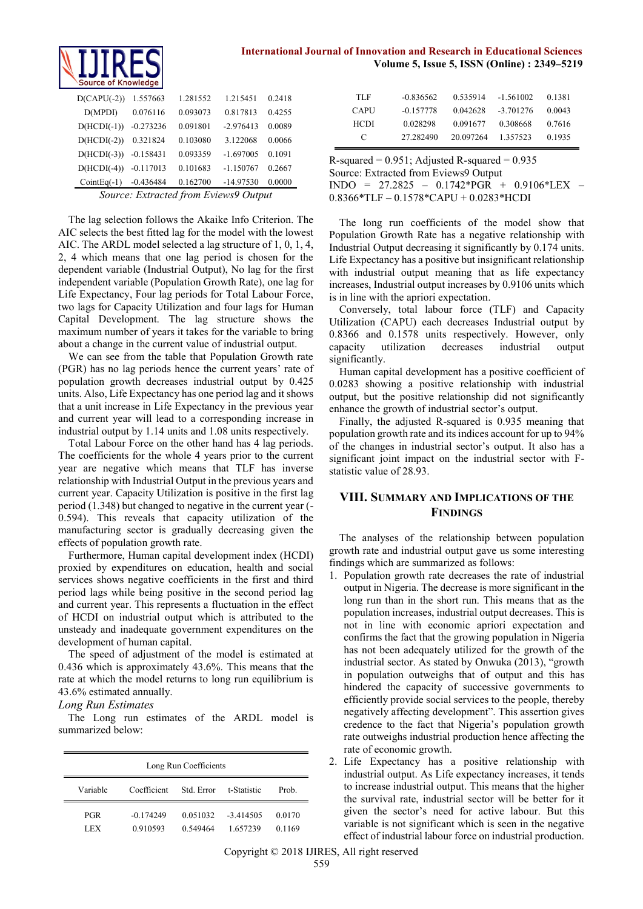| | | | | |
|---|---|---|---|---|
| D(CAPU(-2)) | 1.557663 | 1.281552 | 1.215451 | 0.2418 |
| D(MPDI) | 0.076116 | 0.093073 | 0.817813 | 0.4255 |
| D(HCDI(-1)) | -0.273236 | 0.091801 | -2.976413 | 0.0089 |
| D(HCDI(-2)) | 0.321824 | 0.103080 | 3.122068 | 0.0066 |
| D(HCDI(-3)) | -0.158431 | 0.093359 | -1.697005 | 0.1091 |
| D(HCDI(-4)) | -0.117013 | 0.101683 | -1.150767 | 0.2667 |
| CointEq(-1) | -0.436484 | 0.162700 | -14.97530 | 0.0000 |

*Source: Extracted from Eviews9 Output*

The lag selection follows the Akaike Info Criterion. The AIC selects the best fitted lag for the model with the lowest AIC. The ARDL model selected a lag structure of 1, 0, 1, 4, 2, 4 which means that one lag period is chosen for the dependent variable (Industrial Output), No lag for the first independent variable (Population Growth Rate), one lag for Life Expectancy, Four lag periods for Total Labour Force, two lags for Capacity Utilization and four lags for Human Capital Development. The lag structure shows the maximum number of years it takes for the variable to bring about a change in the current value of industrial output.

We can see from the table that Population Growth rate (PGR) has no lag periods hence the current years' rate of population growth decreases industrial output by 0.425 units. Also, Life Expectancy has one period lag and it shows that a unit increase in Life Expectancy in the previous year and current year will lead to a corresponding increase in industrial output by 1.14 units and 1.08 units respectively.

Total Labour Force on the other hand has 4 lag periods. The coefficients for the whole 4 years prior to the current year are negative which means that TLF has inverse relationship with Industrial Output in the previous years and current year. Capacity Utilization is positive in the first lag period (1.348) but changed to negative in the current year (-0.594). This reveals that capacity utilization of the manufacturing sector is gradually decreasing given the effects of population growth rate.

Furthermore, Human capital development index (HCDI) proxied by expenditures on education, health and social services shows negative coefficients in the first and third period lags while being positive in the second period lag and current year. This represents a fluctuation in the effect of HCDI on industrial output which is attributed to the unsteady and inadequate government expenditures on the development of human capital.

The speed of adjustment of the model is estimated at 0.436 which is approximately 43.6%. This means that the rate at which the model returns to long run equilibrium is 43.6% estimated annually.

*Long Run Estimates*

The Long run estimates of the ARDL model is summarized below:

| Long Run Coefficients | | | | |
|---|---|---|---|---|
| Variable | Coefficient | Std. Error | t-Statistic | Prob. |
| PGR | -0.174249 | 0.051032 | -3.414505 | 0.0170 |
| LEX | 0.910593 | 0.549464 | 1.657239 | 0.1169 |
| TLF | -0.836562 | 0.535914 | -1.561002 | 0.1381 |
| CAPU | -0.157778 | 0.042628 | -3.701276 | 0.0043 |
| HCDI | 0.028298 | 0.091677 | 0.308668 | 0.7616 |
| C | 27.282490 | 20.097264 | 1.357523 | 0.1935 |

R-squared = 0.951; Adjusted R-squared = 0.935

Source: Extracted from Eviews9 Output

INDO = 27.2825 – 0.1742*PGR + 0.9106*LEX – 0.8366*TLF – 0.1578*CAPU + 0.0283*HCDI

The long run coefficients of the model show that Population Growth Rate has a negative relationship with Industrial Output decreasing it significantly by 0.174 units. Life Expectancy has a positive but insignificant relationship with industrial output meaning that as life expectancy increases, Industrial output increases by 0.9106 units which is in line with the apriori expectation.

Conversely, total labour force (TLF) and Capacity Utilization (CAPU) each decreases Industrial output by 0.8366 and 0.1578 units respectively. However, only capacity utilization decreases industrial output significantly.

Human capital development has a positive coefficient of 0.0283 showing a positive relationship with industrial output, but the positive relationship did not significantly enhance the growth of industrial sector's output.

Finally, the adjusted R-squared is 0.935 meaning that population growth rate and its indices account for up to 94% of the changes in industrial sector's output. It also has a significant joint impact on the industrial sector with F-statistic value of 28.93.

## VIII. Summary and Implications of the Findings

The analyses of the relationship between population growth rate and industrial output gave us some interesting findings which are summarized as follows:

1. Population growth rate decreases the rate of industrial output in Nigeria. The decrease is more significant in the long run than in the short run. This means that as the population increases, industrial output decreases. This is not in line with economic apriori expectation and confirms the fact that the growing population in Nigeria has not been adequately utilized for the growth of the industrial sector. As stated by Onwuka (2013), "growth in population outweighs that of output and this has hindered the capacity of successive governments to efficiently provide social services to the people, thereby negatively affecting development". This assertion gives credence to the fact that Nigeria's population growth rate outweighs industrial production hence affecting the rate of economic growth.
2. Life Expectancy has a positive relationship with industrial output. As Life expectancy increases, it tends to increase industrial output. This means that the higher the survival rate, industrial sector will be better for it given the sector's need for active labour. But this variable is not significant which is seen in the negative effect of industrial labour force on industrial production.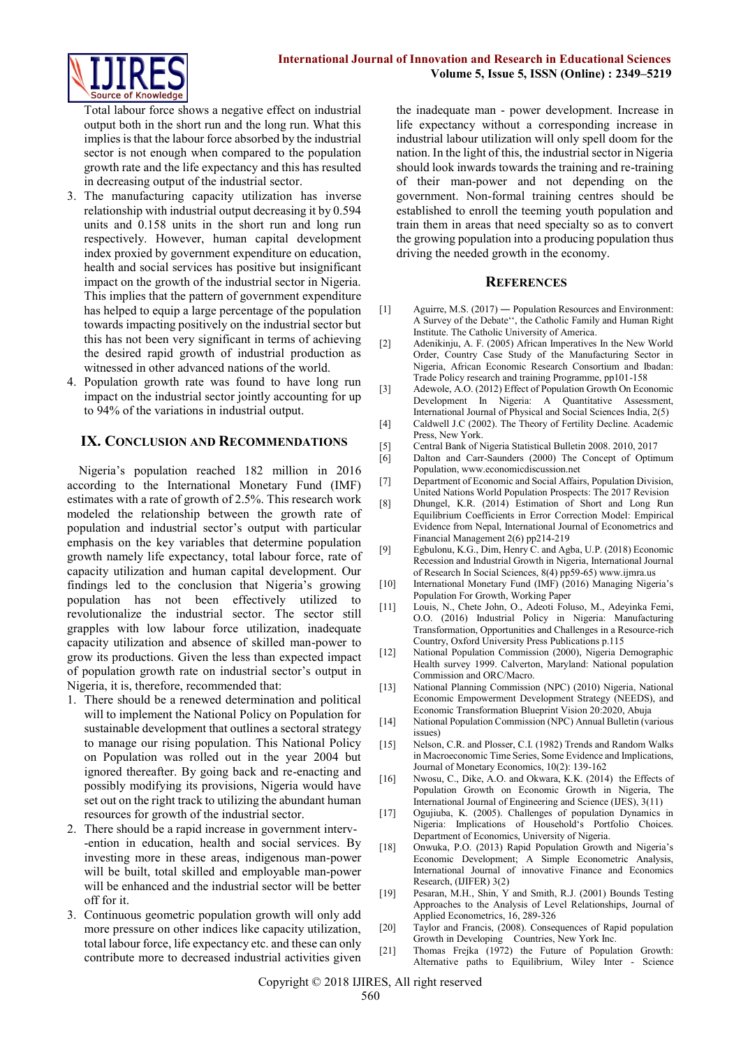Total labour force shows a negative effect on industrial output both in the short run and the long run. What this implies is that the labour force absorbed by the industrial sector is not enough when compared to the population growth rate and the life expectancy and this has resulted in decreasing output of the industrial sector.

3. The manufacturing capacity utilization has inverse relationship with industrial output decreasing it by 0.594 units and 0.158 units in the short run and long run respectively. However, human capital development index proxied by government expenditure on education, health and social services has positive but insignificant impact on the growth of the industrial sector in Nigeria. This implies that the pattern of government expenditure has helped to equip a large percentage of the population towards impacting positively on the industrial sector but this has not been very significant in terms of achieving the desired rapid growth of industrial production as witnessed in other advanced nations of the world.
4. Population growth rate was found to have long run impact on the industrial sector jointly accounting for up to 94% of the variations in industrial output.

## IX. Conclusion and Recommendations

Nigeria's population reached 182 million in 2016 according to the International Monetary Fund (IMF) estimates with a rate of growth of 2.5%. This research work modeled the relationship between the growth rate of population and industrial sector's output with particular emphasis on the key variables that determine population growth namely life expectancy, total labour force, rate of capacity utilization and human capital development. Our findings led to the conclusion that Nigeria's growing population has not been effectively utilized to revolutionalize the industrial sector. The sector still grapples with low labour force utilization, inadequate capacity utilization and absence of skilled man-power to grow its productions. Given the less than expected impact of population growth rate on industrial sector's output in Nigeria, it is, therefore, recommended that:

1. There should be a renewed determination and political will to implement the National Policy on Population for sustainable development that outlines a sectoral strategy to manage our rising population. This National Policy on Population was rolled out in the year 2004 but ignored thereafter. By going back and re-enacting and possibly modifying its provisions, Nigeria would have set out on the right track to utilizing the abundant human resources for growth of the industrial sector.
2. There should be a rapid increase in government interv--ention in education, health and social services. By investing more in these areas, indigenous man-power will be built, total skilled and employable man-power will be enhanced and the industrial sector will be better off for it.
3. Continuous geometric population growth will only add more pressure on other indices like capacity utilization, total labour force, life expectancy etc. and these can only contribute more to decreased industrial activities given the inadequate man - power development. Increase in life expectancy without a corresponding increase in industrial labour utilization will only spell doom for the nation. In the light of this, the industrial sector in Nigeria should look inwards towards the training and re-training of their man-power and not depending on the government. Non-formal training centres should be established to enroll the teeming youth population and train them in areas that need specialty so as to convert the growing population into a producing population thus driving the needed growth in the economy.

## References

[1] Aguirre, M.S. (2017) ― Population Resources and Environment: A Survey of the Debate'', the Catholic Family and Human Right Institute. The Catholic University of America.

[2] Adenikinju, A. F. (2005) African Imperatives In the New World Order, Country Case Study of the Manufacturing Sector in Nigeria, African Economic Research Consortium and Ibadan: Trade Policy research and training Programme, pp101-158

[3] Adewole, A.O. (2012) Effect of Population Growth On Economic Development In Nigeria: A Quantitative Assessment, International Journal of Physical and Social Sciences India, 2(5)

[4] Caldwell J.C (2002). The Theory of Fertility Decline. Academic Press, New York.

[5] Central Bank of Nigeria Statistical Bulletin 2008. 2010, 2017

[6] Dalton and Carr-Saunders (2000) The Concept of Optimum Population, www.economicdiscussion.net

[7] Department of Economic and Social Affairs, Population Division, United Nations World Population Prospects: The 2017 Revision

[8] Dhungel, K.R. (2014) Estimation of Short and Long Run Equilibrium Coefficients in Error Correction Model: Empirical Evidence from Nepal, International Journal of Econometrics and Financial Management 2(6) pp214-219

[9] Egbulonu, K.G., Dim, Henry C. and Agba, U.P. (2018) Economic Recession and Industrial Growth in Nigeria, International Journal of Research In Social Sciences, 8(4) pp59-65) www.ijmra.us

[10] International Monetary Fund (IMF) (2016) Managing Nigeria's Population For Growth, Working Paper

[11] Louis, N., Chete John, O., Adeoti Foluso, M., Adeyinka Femi, O.O. (2016) Industrial Policy in Nigeria: Manufacturing Transformation, Opportunities and Challenges in a Resource-rich Country, Oxford University Press Publications p.115

[12] National Population Commission (2000), Nigeria Demographic Health survey 1999. Calverton, Maryland: National population Commission and ORC/Macro.

[13] National Planning Commission (NPC) (2010) Nigeria, National Economic Empowerment Development Strategy (NEEDS), and Economic Transformation Blueprint Vision 20:2020, Abuja

[14] National Population Commission (NPC) Annual Bulletin (various issues)

[15] Nelson, C.R. and Plosser, C.I. (1982) Trends and Random Walks in Macroeconomic Time Series, Some Evidence and Implications, Journal of Monetary Economics, 10(2): 139-162

[16] Nwosu, C., Dike, A.O. and Okwara, K.K. (2014) the Effects of Population Growth on Economic Growth in Nigeria, The International Journal of Engineering and Science (IJES), 3(11)

[17] Ogujiuba, K. (2005). Challenges of population Dynamics in Nigeria: Implications of Household's Portfolio Choices. Department of Economics, University of Nigeria.

[18] Onwuka, P.O. (2013) Rapid Population Growth and Nigeria's Economic Development; A Simple Econometric Analysis, International Journal of innovative Finance and Economics Research, (IJIFER) 3(2)

[19] Pesaran, M.H., Shin, Y and Smith, R.J. (2001) Bounds Testing Approaches to the Analysis of Level Relationships, Journal of Applied Econometrics, 16, 289-326

[20] Taylor and Francis, (2008). Consequences of Rapid population Growth in Developing Countries, New York Inc.

[21] Thomas Frejka (1972) the Future of Population Growth: Alternative paths to Equilibrium, Wiley Inter - Science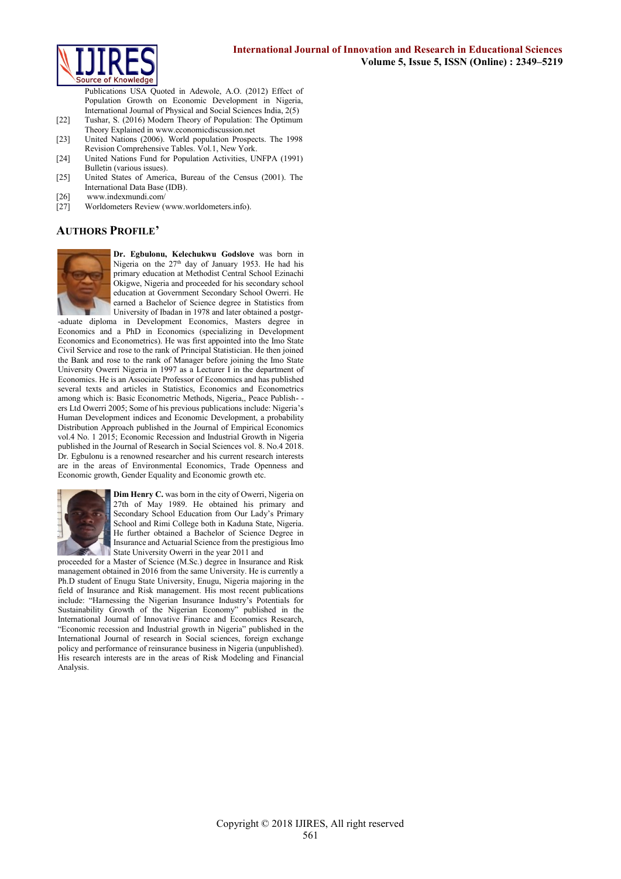Publications USA Quoted in Adewole, A.O. (2012) Effect of Population Growth on Economic Development in Nigeria, International Journal of Physical and Social Sciences India, 2(5)

[22] Tushar, S. (2016) Modern Theory of Population: The Optimum Theory Explained in www.economicdiscussion.net

[23] United Nations (2006). World population Prospects. The 1998 Revision Comprehensive Tables. Vol.1, New York.

[24] United Nations Fund for Population Activities, UNFPA (1991) Bulletin (various issues).

[25] United States of America, Bureau of the Census (2001). The International Data Base (IDB).

[26] www.indexmundi.com/

[27] Worldometers Review (www.worldometers.info).

## AUTHORS PROFILE'

**Dr. Egbulonu, Kelechukwu Godslove** was born in Nigeria on the 27th day of January 1953. He had his primary education at Methodist Central School Ezinachi Okigwe, Nigeria and proceeded for his secondary school education at Government Secondary School Owerri. He earned a Bachelor of Science degree in Statistics from University of Ibadan in 1978 and later obtained a postgraduate diploma in Development Economics, Masters degree in Economics and a PhD in Economics (specializing in Development Economics and Econometrics). He was first appointed into the Imo State Civil Service and rose to the rank of Principal Statistician. He then joined the Bank and rose to the rank of Manager before joining the Imo State University Owerri Nigeria in 1997 as a Lecturer I in the department of Economics. He is an Associate Professor of Economics and has published several texts and articles in Statistics, Economics and Econometrics among which is: Basic Econometric Methods, Nigeria,, Peace Publishers Ltd Owerri 2005; Some of his previous publications include: Nigeria's Human Development indices and Economic Development, a probability Distribution Approach published in the Journal of Empirical Economics vol.4 No. 1 2015; Economic Recession and Industrial Growth in Nigeria published in the Journal of Research in Social Sciences vol. 8. No.4 2018. Dr. Egbulonu is a renowned researcher and his current research interests are in the areas of Environmental Economics, Trade Openness and Economic growth, Gender Equality and Economic growth etc.

**Dim Henry C.** was born in the city of Owerri, Nigeria on 27th of May 1989. He obtained his primary and Secondary School Education from Our Lady's Primary School and Rimi College both in Kaduna State, Nigeria. He further obtained a Bachelor of Science Degree in Insurance and Actuarial Science from the prestigious Imo State University Owerri in the year 2011 and proceeded for a Master of Science (M.Sc.) degree in Insurance and Risk management obtained in 2016 from the same University. He is currently a Ph.D student of Enugu State University, Enugu, Nigeria majoring in the field of Insurance and Risk management. His most recent publications include: "Harnessing the Nigerian Insurance Industry's Potentials for Sustainability Growth of the Nigerian Economy" published in the International Journal of Innovative Finance and Economics Research, "Economic recession and Industrial growth in Nigeria" published in the International Journal of research in Social sciences, foreign exchange policy and performance of reinsurance business in Nigeria (unpublished). His research interests are in the areas of Risk Modeling and Financial Analysis.